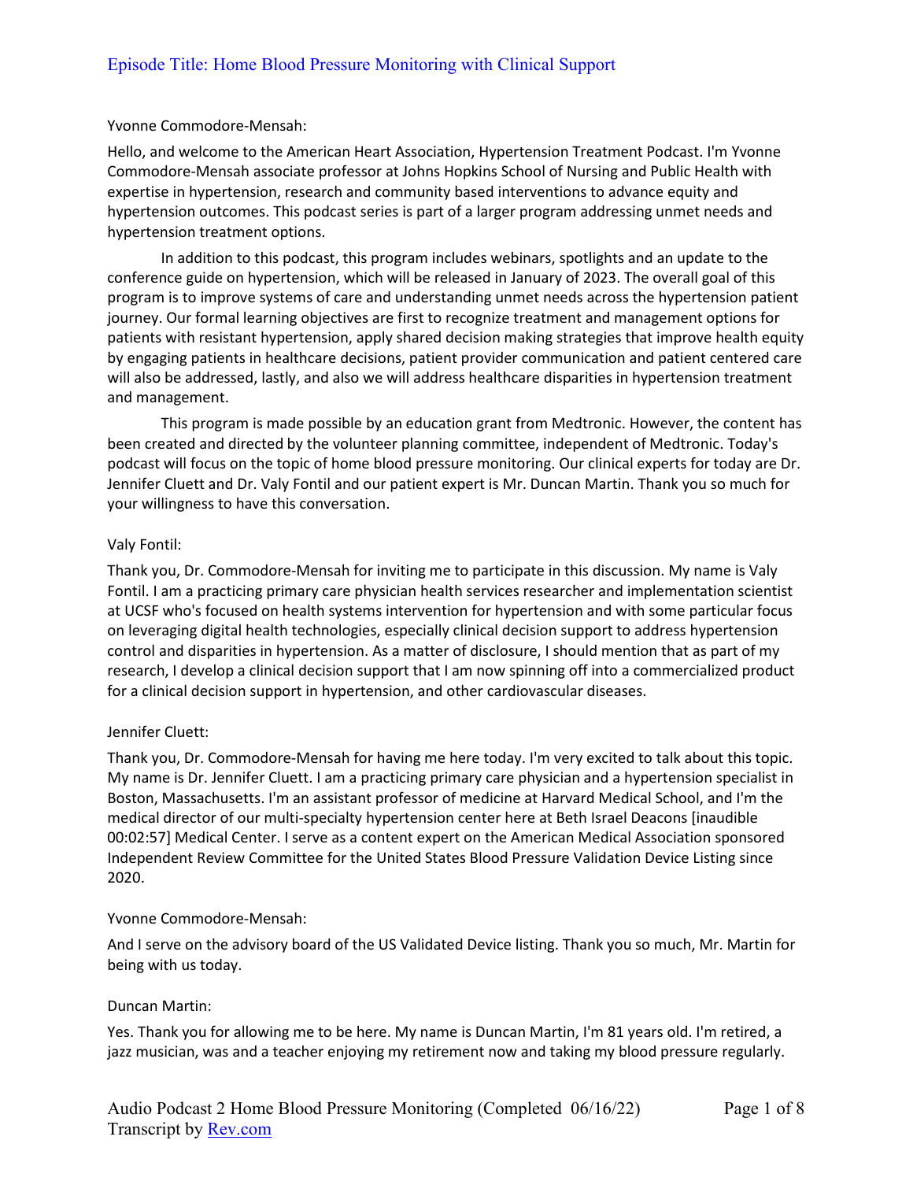# Episode Title: Home Blood Pressure Monitoring with Clinical Support

Yvonne Commodore-Mensah:

Hello, and welcome to the American Heart Association, Hypertension Treatment Podcast. I'm Yvonne Commodore-Mensah associate professor at Johns Hopkins School of Nursing and Public Health with expertise in hypertension, research and community based interventions to advance equity and hypertension outcomes. This podcast series is part of a larger program addressing unmet needs and hypertension treatment options.

In addition to this podcast, this program includes webinars, spotlights and an update to the conference guide on hypertension, which will be released in January of 2023. The overall goal of this program is to improve systems of care and understanding unmet needs across the hypertension patient journey. Our formal learning objectives are first to recognize treatment and management options for patients with resistant hypertension, apply shared decision making strategies that improve health equity by engaging patients in healthcare decisions, patient provider communication and patient centered care will also be addressed, lastly, and also we will address healthcare disparities in hypertension treatment and management.

This program is made possible by an education grant from Medtronic. However, the content has been created and directed by the volunteer planning committee, independent of Medtronic. Today's podcast will focus on the topic of home blood pressure monitoring. Our clinical experts for today are Dr. Jennifer Cluett and Dr. Valy Fontil and our patient expert is Mr. Duncan Martin. Thank you so much for your willingness to have this conversation.

Valy Fontil:

Thank you, Dr. Commodore-Mensah for inviting me to participate in this discussion. My name is Valy Fontil. I am a practicing primary care physician health services researcher and implementation scientist at UCSF who's focused on health systems intervention for hypertension and with some particular focus on leveraging digital health technologies, especially clinical decision support to address hypertension control and disparities in hypertension. As a matter of disclosure, I should mention that as part of my research, I develop a clinical decision support that I am now spinning off into a commercialized product for a clinical decision support in hypertension, and other cardiovascular diseases.

Jennifer Cluett:

Thank you, Dr. Commodore-Mensah for having me here today. I'm very excited to talk about this topic. My name is Dr. Jennifer Cluett. I am a practicing primary care physician and a hypertension specialist in Boston, Massachusetts. I'm an assistant professor of medicine at Harvard Medical School, and I'm the medical director of our multi-specialty hypertension center here at Beth Israel Deacons [inaudible 00:02:57] Medical Center. I serve as a content expert on the American Medical Association sponsored Independent Review Committee for the United States Blood Pressure Validation Device Listing since 2020.

Yvonne Commodore-Mensah:

And I serve on the advisory board of the US Validated Device listing. Thank you so much, Mr. Martin for being with us today.

Duncan Martin:

Yes. Thank you for allowing me to be here. My name is Duncan Martin, I'm 81 years old. I'm retired, a jazz musician, was and a teacher enjoying my retirement now and taking my blood pressure regularly.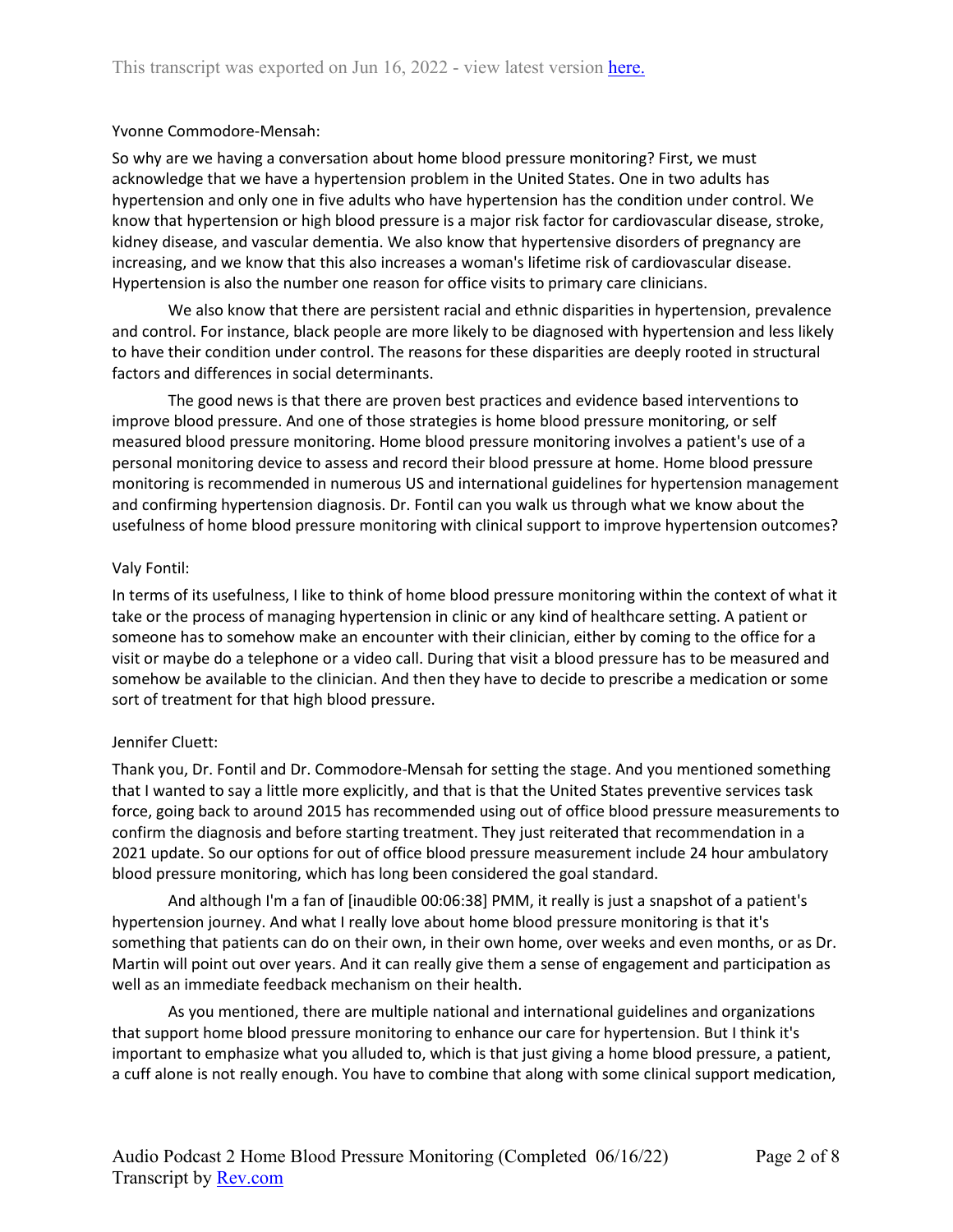Yvonne Commodore-Mensah:

So why are we having a conversation about home blood pressure monitoring? First, we must acknowledge that we have a hypertension problem in the United States. One in two adults has hypertension and only one in five adults who have hypertension has the condition under control. We know that hypertension or high blood pressure is a major risk factor for cardiovascular disease, stroke, kidney disease, and vascular dementia. We also know that hypertensive disorders of pregnancy are increasing, and we know that this also increases a woman's lifetime risk of cardiovascular disease. Hypertension is also the number one reason for office visits to primary care clinicians.

We also know that there are persistent racial and ethnic disparities in hypertension, prevalence and control. For instance, black people are more likely to be diagnosed with hypertension and less likely to have their condition under control. The reasons for these disparities are deeply rooted in structural factors and differences in social determinants.

The good news is that there are proven best practices and evidence based interventions to improve blood pressure. And one of those strategies is home blood pressure monitoring, or self measured blood pressure monitoring. Home blood pressure monitoring involves a patient's use of a personal monitoring device to assess and record their blood pressure at home. Home blood pressure monitoring is recommended in numerous US and international guidelines for hypertension management and confirming hypertension diagnosis. Dr. Fontil can you walk us through what we know about the usefulness of home blood pressure monitoring with clinical support to improve hypertension outcomes?

Valy Fontil:

In terms of its usefulness, I like to think of home blood pressure monitoring within the context of what it take or the process of managing hypertension in clinic or any kind of healthcare setting. A patient or someone has to somehow make an encounter with their clinician, either by coming to the office for a visit or maybe do a telephone or a video call. During that visit a blood pressure has to be measured and somehow be available to the clinician. And then they have to decide to prescribe a medication or some sort of treatment for that high blood pressure.

Jennifer Cluett:

Thank you, Dr. Fontil and Dr. Commodore-Mensah for setting the stage. And you mentioned something that I wanted to say a little more explicitly, and that is that the United States preventive services task force, going back to around 2015 has recommended using out of office blood pressure measurements to confirm the diagnosis and before starting treatment. They just reiterated that recommendation in a 2021 update. So our options for out of office blood pressure measurement include 24 hour ambulatory blood pressure monitoring, which has long been considered the goal standard.

And although I'm a fan of [inaudible 00:06:38] PMM, it really is just a snapshot of a patient's hypertension journey. And what I really love about home blood pressure monitoring is that it's something that patients can do on their own, in their own home, over weeks and even months, or as Dr. Martin will point out over years. And it can really give them a sense of engagement and participation as well as an immediate feedback mechanism on their health.

As you mentioned, there are multiple national and international guidelines and organizations that support home blood pressure monitoring to enhance our care for hypertension. But I think it's important to emphasize what you alluded to, which is that just giving a home blood pressure, a patient, a cuff alone is not really enough. You have to combine that along with some clinical support medication,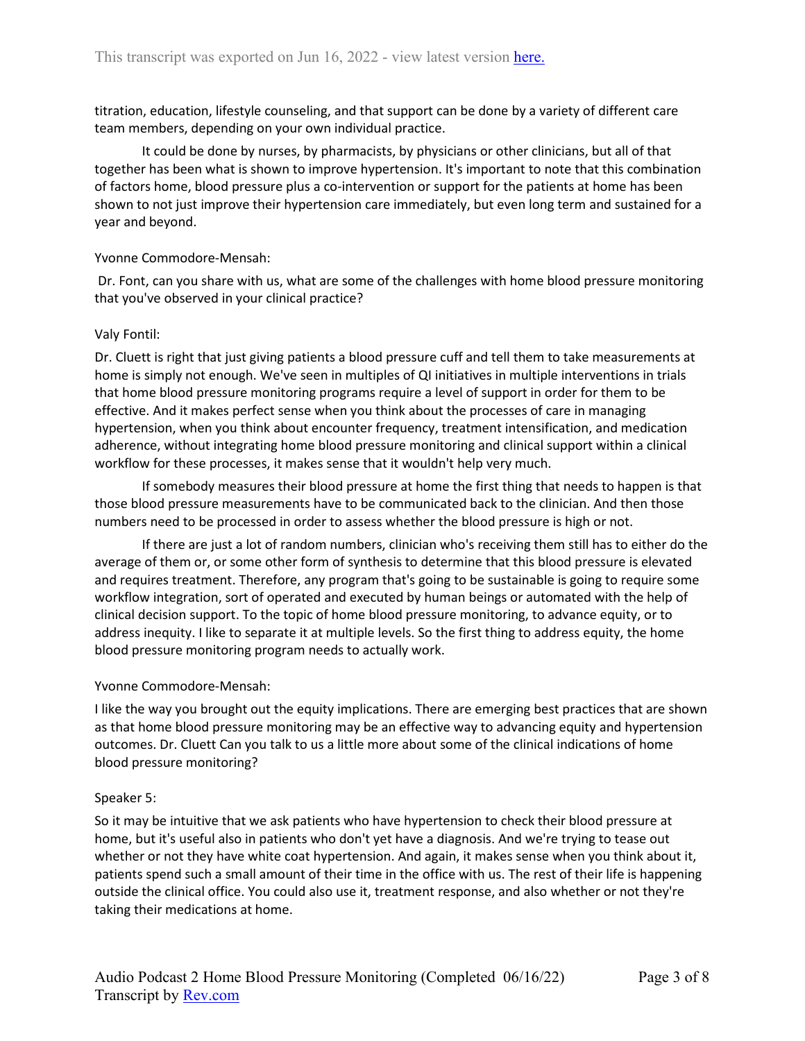titration, education, lifestyle counseling, and that support can be done by a variety of different care team members, depending on your own individual practice.

It could be done by nurses, by pharmacists, by physicians or other clinicians, but all of that together has been what is shown to improve hypertension. It's important to note that this combination of factors home, blood pressure plus a co-intervention or support for the patients at home has been shown to not just improve their hypertension care immediately, but even long term and sustained for a year and beyond.

Yvonne Commodore-Mensah:

Dr. Font, can you share with us, what are some of the challenges with home blood pressure monitoring that you've observed in your clinical practice?

Valy Fontil:

Dr. Cluett is right that just giving patients a blood pressure cuff and tell them to take measurements at home is simply not enough. We've seen in multiples of QI initiatives in multiple interventions in trials that home blood pressure monitoring programs require a level of support in order for them to be effective. And it makes perfect sense when you think about the processes of care in managing hypertension, when you think about encounter frequency, treatment intensification, and medication adherence, without integrating home blood pressure monitoring and clinical support within a clinical workflow for these processes, it makes sense that it wouldn't help very much.

If somebody measures their blood pressure at home the first thing that needs to happen is that those blood pressure measurements have to be communicated back to the clinician. And then those numbers need to be processed in order to assess whether the blood pressure is high or not.

If there are just a lot of random numbers, clinician who's receiving them still has to either do the average of them or, or some other form of synthesis to determine that this blood pressure is elevated and requires treatment. Therefore, any program that's going to be sustainable is going to require some workflow integration, sort of operated and executed by human beings or automated with the help of clinical decision support. To the topic of home blood pressure monitoring, to advance equity, or to address inequity. I like to separate it at multiple levels. So the first thing to address equity, the home blood pressure monitoring program needs to actually work.

Yvonne Commodore-Mensah:

I like the way you brought out the equity implications. There are emerging best practices that are shown as that home blood pressure monitoring may be an effective way to advancing equity and hypertension outcomes. Dr. Cluett Can you talk to us a little more about some of the clinical indications of home blood pressure monitoring?

Speaker 5:

So it may be intuitive that we ask patients who have hypertension to check their blood pressure at home, but it's useful also in patients who don't yet have a diagnosis. And we're trying to tease out whether or not they have white coat hypertension. And again, it makes sense when you think about it, patients spend such a small amount of their time in the office with us. The rest of their life is happening outside the clinical office. You could also use it, treatment response, and also whether or not they're taking their medications at home.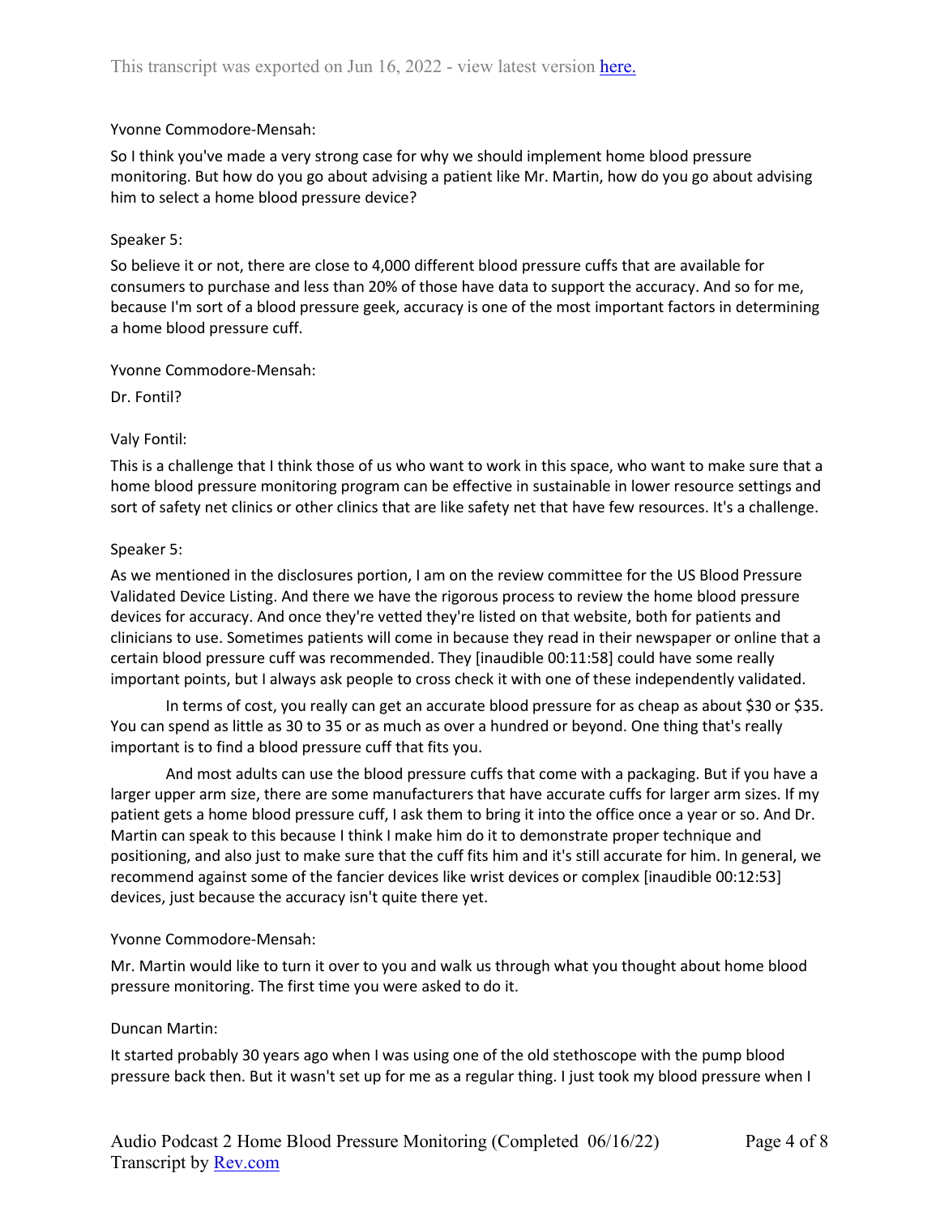Yvonne Commodore-Mensah:

So I think you've made a very strong case for why we should implement home blood pressure monitoring. But how do you go about advising a patient like Mr. Martin, how do you go about advising him to select a home blood pressure device?

Speaker 5:

So believe it or not, there are close to 4,000 different blood pressure cuffs that are available for consumers to purchase and less than 20% of those have data to support the accuracy. And so for me, because I'm sort of a blood pressure geek, accuracy is one of the most important factors in determining a home blood pressure cuff.

Yvonne Commodore-Mensah:

Dr. Fontil?

Valy Fontil:

This is a challenge that I think those of us who want to work in this space, who want to make sure that a home blood pressure monitoring program can be effective in sustainable in lower resource settings and sort of safety net clinics or other clinics that are like safety net that have few resources. It's a challenge.

Speaker 5:

As we mentioned in the disclosures portion, I am on the review committee for the US Blood Pressure Validated Device Listing. And there we have the rigorous process to review the home blood pressure devices for accuracy. And once they're vetted they're listed on that website, both for patients and clinicians to use. Sometimes patients will come in because they read in their newspaper or online that a certain blood pressure cuff was recommended. They [inaudible 00:11:58] could have some really important points, but I always ask people to cross check it with one of these independently validated.

In terms of cost, you really can get an accurate blood pressure for as cheap as about $30 or $35. You can spend as little as 30 to 35 or as much as over a hundred or beyond. One thing that's really important is to find a blood pressure cuff that fits you.

And most adults can use the blood pressure cuffs that come with a packaging. But if you have a larger upper arm size, there are some manufacturers that have accurate cuffs for larger arm sizes. If my patient gets a home blood pressure cuff, I ask them to bring it into the office once a year or so. And Dr. Martin can speak to this because I think I make him do it to demonstrate proper technique and positioning, and also just to make sure that the cuff fits him and it's still accurate for him. In general, we recommend against some of the fancier devices like wrist devices or complex [inaudible 00:12:53] devices, just because the accuracy isn't quite there yet.

Yvonne Commodore-Mensah:

Mr. Martin would like to turn it over to you and walk us through what you thought about home blood pressure monitoring. The first time you were asked to do it.

Duncan Martin:

It started probably 30 years ago when I was using one of the old stethoscope with the pump blood pressure back then. But it wasn't set up for me as a regular thing. I just took my blood pressure when I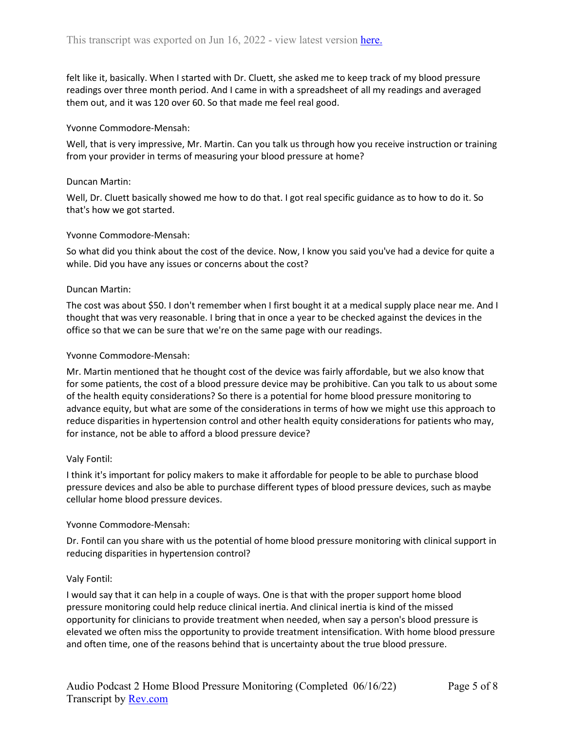felt like it, basically. When I started with Dr. Cluett, she asked me to keep track of my blood pressure readings over three month period. And I came in with a spreadsheet of all my readings and averaged them out, and it was 120 over 60. So that made me feel real good.

Yvonne Commodore-Mensah:

Well, that is very impressive, Mr. Martin. Can you talk us through how you receive instruction or training from your provider in terms of measuring your blood pressure at home?

Duncan Martin:

Well, Dr. Cluett basically showed me how to do that. I got real specific guidance as to how to do it. So that's how we got started.

Yvonne Commodore-Mensah:

So what did you think about the cost of the device. Now, I know you said you've had a device for quite a while. Did you have any issues or concerns about the cost?

Duncan Martin:

The cost was about $50. I don't remember when I first bought it at a medical supply place near me. And I thought that was very reasonable. I bring that in once a year to be checked against the devices in the office so that we can be sure that we're on the same page with our readings.

Yvonne Commodore-Mensah:

Mr. Martin mentioned that he thought cost of the device was fairly affordable, but we also know that for some patients, the cost of a blood pressure device may be prohibitive. Can you talk to us about some of the health equity considerations? So there is a potential for home blood pressure monitoring to advance equity, but what are some of the considerations in terms of how we might use this approach to reduce disparities in hypertension control and other health equity considerations for patients who may, for instance, not be able to afford a blood pressure device?

Valy Fontil:

I think it's important for policy makers to make it affordable for people to be able to purchase blood pressure devices and also be able to purchase different types of blood pressure devices, such as maybe cellular home blood pressure devices.

Yvonne Commodore-Mensah:

Dr. Fontil can you share with us the potential of home blood pressure monitoring with clinical support in reducing disparities in hypertension control?

Valy Fontil:

I would say that it can help in a couple of ways. One is that with the proper support home blood pressure monitoring could help reduce clinical inertia. And clinical inertia is kind of the missed opportunity for clinicians to provide treatment when needed, when say a person's blood pressure is elevated we often miss the opportunity to provide treatment intensification. With home blood pressure and often time, one of the reasons behind that is uncertainty about the true blood pressure.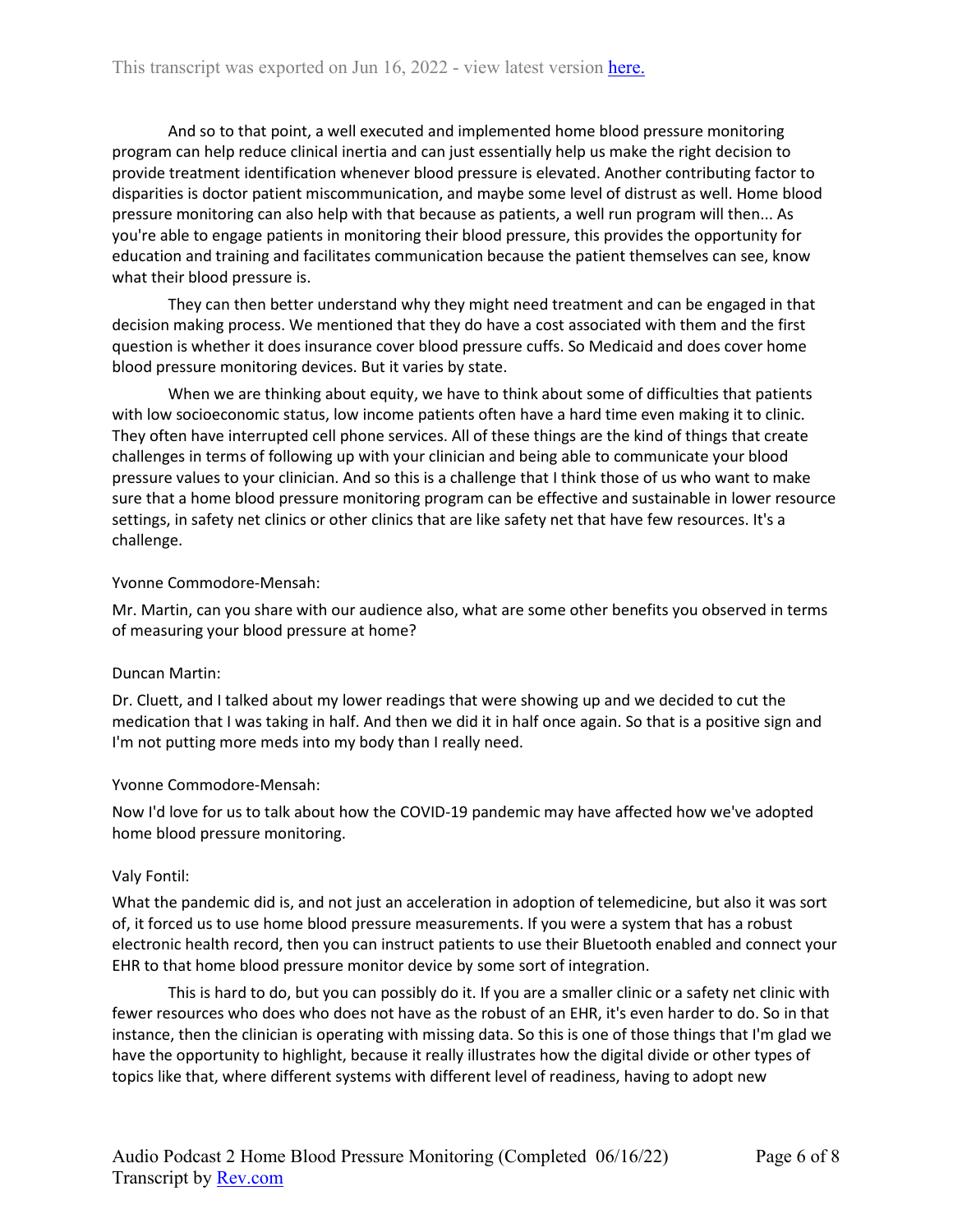And so to that point, a well executed and implemented home blood pressure monitoring program can help reduce clinical inertia and can just essentially help us make the right decision to provide treatment identification whenever blood pressure is elevated. Another contributing factor to disparities is doctor patient miscommunication, and maybe some level of distrust as well. Home blood pressure monitoring can also help with that because as patients, a well run program will then... As you're able to engage patients in monitoring their blood pressure, this provides the opportunity for education and training and facilitates communication because the patient themselves can see, know what their blood pressure is.

They can then better understand why they might need treatment and can be engaged in that decision making process. We mentioned that they do have a cost associated with them and the first question is whether it does insurance cover blood pressure cuffs. So Medicaid and does cover home blood pressure monitoring devices. But it varies by state.

When we are thinking about equity, we have to think about some of difficulties that patients with low socioeconomic status, low income patients often have a hard time even making it to clinic. They often have interrupted cell phone services. All of these things are the kind of things that create challenges in terms of following up with your clinician and being able to communicate your blood pressure values to your clinician. And so this is a challenge that I think those of us who want to make sure that a home blood pressure monitoring program can be effective and sustainable in lower resource settings, in safety net clinics or other clinics that are like safety net that have few resources. It's a challenge.

Yvonne Commodore-Mensah:

Mr. Martin, can you share with our audience also, what are some other benefits you observed in terms of measuring your blood pressure at home?

Duncan Martin:

Dr. Cluett, and I talked about my lower readings that were showing up and we decided to cut the medication that I was taking in half. And then we did it in half once again. So that is a positive sign and I'm not putting more meds into my body than I really need.

Yvonne Commodore-Mensah:

Now I'd love for us to talk about how the COVID-19 pandemic may have affected how we've adopted home blood pressure monitoring.

Valy Fontil:

What the pandemic did is, and not just an acceleration in adoption of telemedicine, but also it was sort of, it forced us to use home blood pressure measurements. If you were a system that has a robust electronic health record, then you can instruct patients to use their Bluetooth enabled and connect your EHR to that home blood pressure monitor device by some sort of integration.

This is hard to do, but you can possibly do it. If you are a smaller clinic or a safety net clinic with fewer resources who does who does not have as the robust of an EHR, it's even harder to do. So in that instance, then the clinician is operating with missing data. So this is one of those things that I'm glad we have the opportunity to highlight, because it really illustrates how the digital divide or other types of topics like that, where different systems with different level of readiness, having to adopt new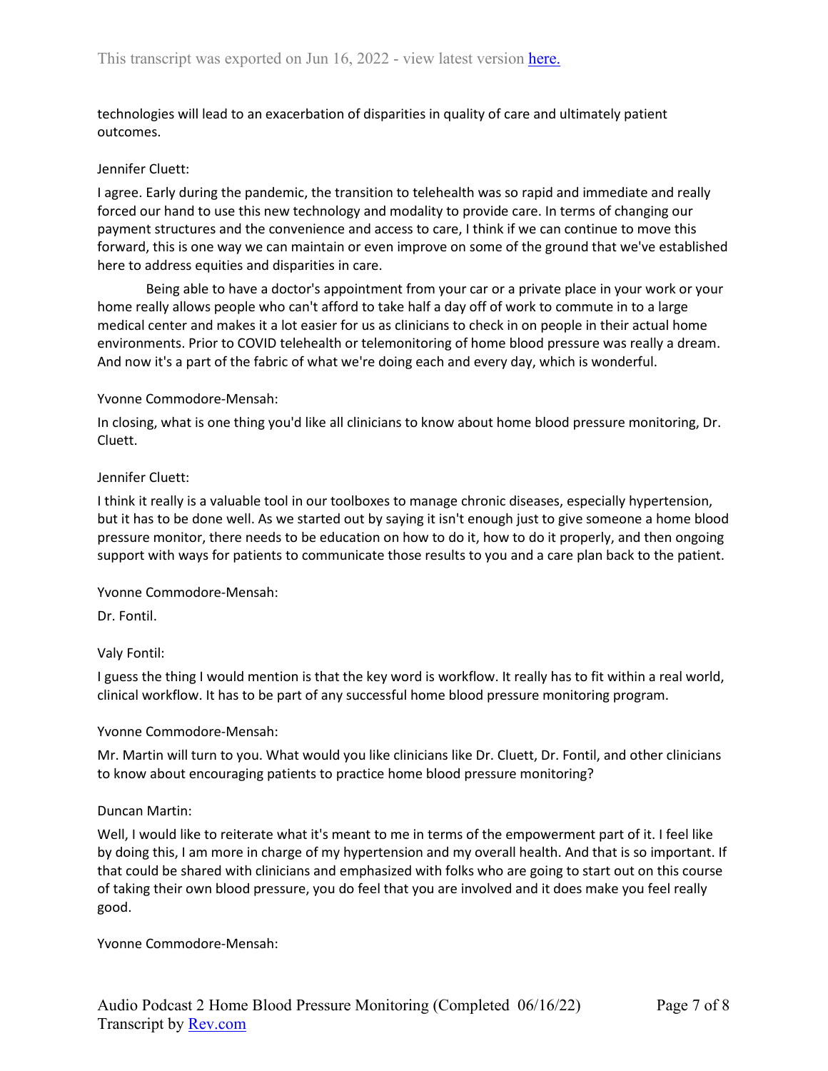technologies will lead to an exacerbation of disparities in quality of care and ultimately patient outcomes.

Jennifer Cluett:

I agree. Early during the pandemic, the transition to telehealth was so rapid and immediate and really forced our hand to use this new technology and modality to provide care. In terms of changing our payment structures and the convenience and access to care, I think if we can continue to move this forward, this is one way we can maintain or even improve on some of the ground that we've established here to address equities and disparities in care.

Being able to have a doctor's appointment from your car or a private place in your work or your home really allows people who can't afford to take half a day off of work to commute in to a large medical center and makes it a lot easier for us as clinicians to check in on people in their actual home environments. Prior to COVID telehealth or telemonitoring of home blood pressure was really a dream. And now it's a part of the fabric of what we're doing each and every day, which is wonderful.

Yvonne Commodore-Mensah:

In closing, what is one thing you'd like all clinicians to know about home blood pressure monitoring, Dr. Cluett.

Jennifer Cluett:

I think it really is a valuable tool in our toolboxes to manage chronic diseases, especially hypertension, but it has to be done well. As we started out by saying it isn't enough just to give someone a home blood pressure monitor, there needs to be education on how to do it, how to do it properly, and then ongoing support with ways for patients to communicate those results to you and a care plan back to the patient.

Yvonne Commodore-Mensah:

Dr. Fontil.

Valy Fontil:

I guess the thing I would mention is that the key word is workflow. It really has to fit within a real world, clinical workflow. It has to be part of any successful home blood pressure monitoring program.

Yvonne Commodore-Mensah:

Mr. Martin will turn to you. What would you like clinicians like Dr. Cluett, Dr. Fontil, and other clinicians to know about encouraging patients to practice home blood pressure monitoring?

Duncan Martin:

Well, I would like to reiterate what it's meant to me in terms of the empowerment part of it. I feel like by doing this, I am more in charge of my hypertension and my overall health. And that is so important. If that could be shared with clinicians and emphasized with folks who are going to start out on this course of taking their own blood pressure, you do feel that you are involved and it does make you feel really good.

Yvonne Commodore-Mensah: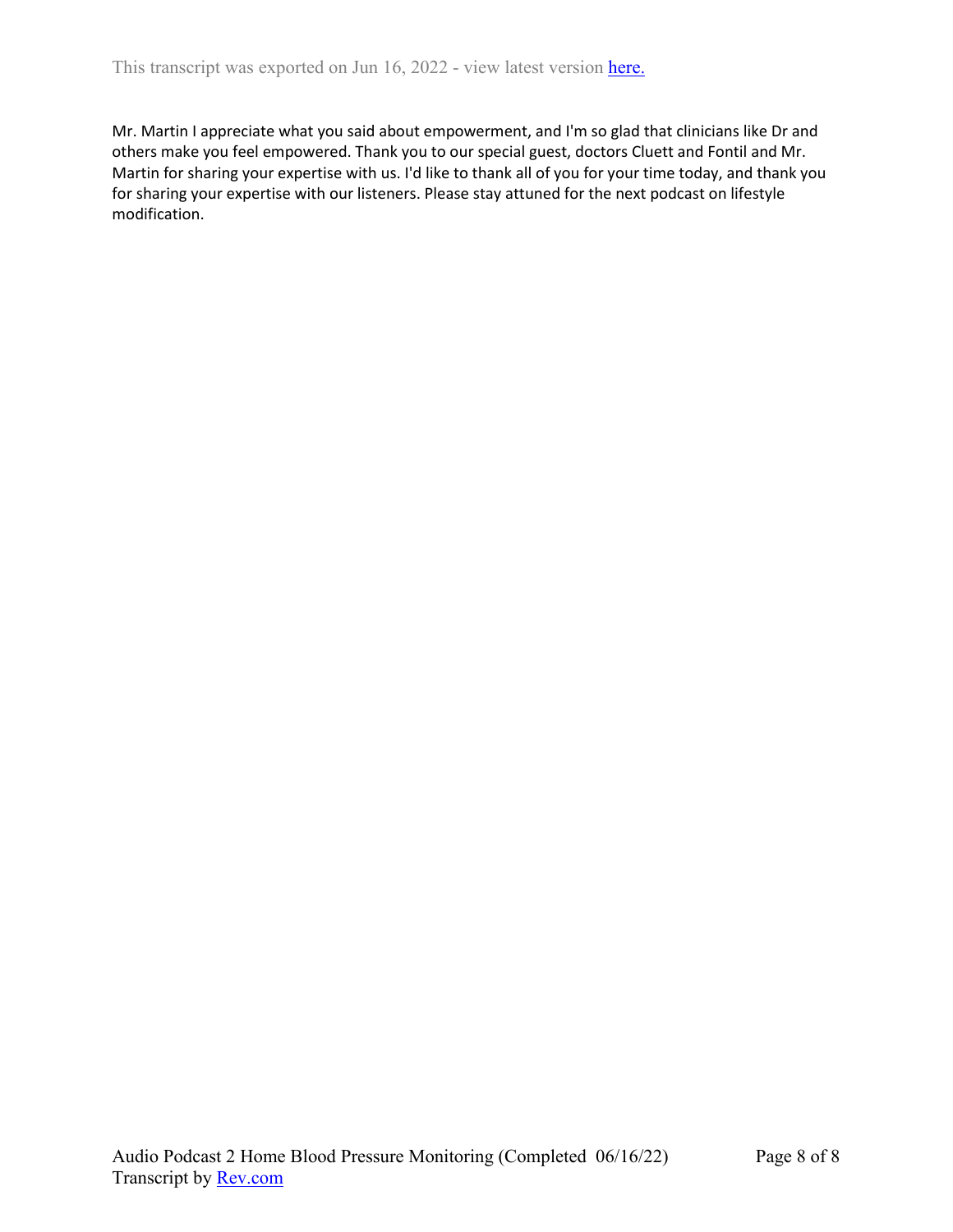Mr. Martin I appreciate what you said about empowerment, and I'm so glad that clinicians like Dr and others make you feel empowered. Thank you to our special guest, doctors Cluett and Fontil and Mr. Martin for sharing your expertise with us. I'd like to thank all of you for your time today, and thank you for sharing your expertise with our listeners. Please stay attuned for the next podcast on lifestyle modification.